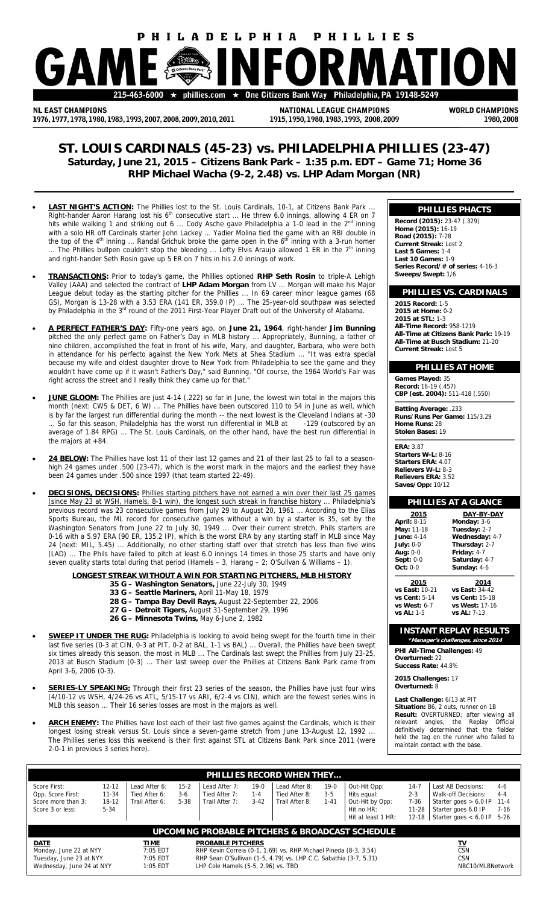# PHILADELPHIA PHILLIES GAME INFORMATION

215-463-6000 ★ phillies.com ★ One Citizens Bank Way Philadelphia, PA 19148-5249

**NL EAST CHAMPIONS** 1976, 1977, 1978, 1980, 1983, 1993, 2007, 2008, 2009, 2010, 2011

**NATIONAL LEAGUE CHAMPIONS** 1915, 1950, 1980, 1983, 1993, 2008, 2009

**WORLD CHAMPIONS** 1980, 2008

## ST. LOUIS CARDINALS (45-23) vs. PHILADELPHIA PHILLIES (23-47)

**Saturday, June 21, 2015 – Citizens Bank Park – 1:35 p.m. EDT – Game 71; Home 36**

**RHP Michael Wacha (9-2, 2.48) vs. LHP Adam Morgan (NR)**

- **LAST NIGHT'S ACTION:** The Phillies lost to the St. Louis Cardinals, 10-1, at Citizens Bank Park ... Right-hander Aaron Harang lost his 6th consecutive start ... He threw 6.0 innings, allowing 4 ER on 7 hits while walking 1 and striking out 6 ... Cody Asche gave Philadelphia a 1-0 lead in the 2nd inning with a solo HR off Cardinals starter John Lackey ... Yadier Molina tied the game with an RBI double in the top of the 4th inning ... Randal Grichuk broke the game open in the 6th inning with a 3-run homer ... The Phillies bullpen couldn't stop the bleeding ... Lefty Elvis Araujo allowed 1 ER in the 7th inning and right-hander Seth Rosin gave up 5 ER on 7 hits in his 2.0 innings of work.

- **TRANSACTIONS:** Prior to today's game, the Phillies optioned **RHP Seth Rosin** to triple-A Lehigh Valley (AAA) and selected the contract of **LHP Adam Morgan** from LV ... Morgan will make his Major League debut today as the starting pitcher for the Phillies ... In 69 career minor league games (68 GS), Morgan is 13-28 with a 3.53 ERA (141 ER, 359.0 IP) ... The 25-year-old southpaw was selected by Philadelphia in the 3rd round of the 2011 First-Year Player Draft out of the University of Alabama.

- **A PERFECT FATHER'S DAY:** Fifty-one years ago, on **June 21, 1964**, right-hander **Jim Bunning** pitched the only perfect game on Father's Day in MLB history ... Appropriately, Bunning, a father of nine children, accomplished the feat in front of his wife, Mary, and daughter, Barbara, who were both in attendance for his perfecto against the New York Mets at Shea Stadium ... "It was extra special because my wife and oldest daughter drove to New York from Philadelphia to see the game and they wouldn't have come up if it wasn't Father's Day," said Bunning. "Of course, the 1964 World's Fair was right across the street and I really think they came up for that."

- **JUNE GLOOM:** The Phillies are just 4-14 (.222) so far in June, the lowest win total in the majors this month (next: CWS & DET, 6 W) ... The Phillies have been outscored 110 to 54 in June as well, which is by far the largest run differential during the month -- the next lowest is the Cleveland Indians at -30 ... So far this season, Philadelphia has the worst run differential in MLB at -129 (outscored by an average of 1.84 RPG) ... The St. Louis Cardinals, on the other hand, have the best run differential in the majors at +84.

- **24 BELOW:** The Phillies have lost 11 of their last 12 games and 21 of their last 25 to fall to a season-high 24 games under .500 (23-47), which is the worst mark in the majors and the earliest they have been 24 games under .500 since 1997 (that team started 22-49).

- **DECISIONS, DECISIONS:** Phillies starting pitchers have not earned a win over their last 25 games (since May 23 at WSH, Hamels, 8-1 win), the longest such streak in franchise history ... Philadelphia's previous record was 23 consecutive games from July 29 to August 20, 1961 ... According to the Elias Sports Bureau, the ML record for consecutive games without a win by a starter is 35, set by the Washington Senators from June 22 to July 30, 1949 ... Over their current stretch, Phils starters are 0-16 with a 5.97 ERA (90 ER, 135.2 IP), which is the worst ERA by any starting staff in MLB since May 24 (next: MIL, 5.45) ... Additionally, no other starting staff over that stretch has less than five wins (LAD) ... The Phils have failed to pitch at least 6.0 innings 14 times in those 25 starts and have only seven quality starts total during that period (Hamels – 3, Harang – 2; O'Sullvan & Williams – 1).

**LONGEST STREAK WITHOUT A WIN FOR STARTING PITCHERS, MLB HISTORY**

- **35 G – Washington Senators,** June 22-July 30, 1949
- **33 G – Seattle Mariners,** April 11-May 18, 1979
- **28 G – Tampa Bay Devil Rays,** August 22-September 22, 2006
- **27 G – Detroit Tigers,** August 31-September 29, 1996
- **26 G – Minnesota Twins,** May 6-June 2, 1982

- **SWEEP IT UNDER THE RUG:** Philadelphia is looking to avoid being swept for the fourth time in their last five series (0-3 at CIN, 0-3 at PIT, 0-2 at BAL, 1-1 vs BAL) ... Overall, the Phillies have been swept six times already this season, the most in MLB ... The Cardinals last swept the Phillies from July 23-25, 2013 at Busch Stadium (0-3) ... Their last sweep over the Phillies at Citizens Bank Park came from April 3-6, 2006 (0-3).

- **SERIES-LY SPEAKING:** Through their first 23 series of the season, the Phillies have just four wins (4/10-12 vs WSH, 4/24-26 vs ATL, 5/15-17 vs ARI, 6/2-4 vs CIN), which are the fewest series wins in MLB this season ... Their 16 series losses are most in the majors as well.

- **ARCH ENEMY:** The Phillies have lost each of their last five games against the Cardinals, which is their longest losing streak versus St. Louis since a seven-game stretch from June 13-August 12, 1992 ... The Phillies series loss this weekend is their first against STL at Citizens Bank Park since 2011 (were 2-0-1 in previous 3 series here).

### PHILLIES PHACTS

**Record (2015):** 23-47 (.329)
**Home (2015):** 16-19
**Road (2015):** 7-28
**Current Streak:** Lost 2
**Last 5 Games:** 1-4
**Last 10 Games:** 1-9
**Series Record/# of series:** 4-16-3
**Sweeps/Swept:** 1/6

### PHILLIES VS. CARDINALS

**2015 Record:** 1-5
**2015 at Home:** 0-2
**2015 at STL:** 1-3
**All-Time Record:** 958-1219
**All-Time at Citizens Bank Park:** 19-19
**All-Time at Busch Stadium:** 21-20
**Current Streak:** Lost 5

### PHILLIES AT HOME

**Games Played:** 35
**Record:** 16-19 (.457)
**CBP (est. 2004):** 511-418 (.550)

**Batting Average:** .233
**Runs/Runs Per Game:** 115/3.29
**Home Runs:** 28
**Stolen Bases:** 19

**ERA:** 3.87
**Starters W-L:** 8-16
**Starters ERA:** 4.07
**Relievers W-L:** 8-3
**Relievers ERA:** 3.52
**Saves/Opp:** 10/12

### PHILLIES AT A GLANCE

| 2015 | | DAY-BY-DAY | |
|---|---|---|---|
| April: | 8-15 | Monday: | 3-6 |
| May: | 11-18 | Tuesday: | 2-7 |
| June: | 4-14 | Wednesday: | 4-7 |
| July: | 0-0 | Thursday: | 2-7 |
| Aug: | 0-0 | Friday: | 4-7 |
| Sept: | 0-0 | Saturday: | 4-7 |
| Oct: | 0-0 | Sunday: | 4-6 |

| 2015 | | 2014 | |
|---|---|---|---|
| vs East: | 10-21 | vs East: | 34-42 |
| vs Cent: | 5-14 | vs Cent: | 15-18 |
| vs West: | 6-7 | vs West: | 17-16 |
| vs AL: | 1-5 | vs AL: | 7-13 |

### INSTANT REPLAY RESULTS

*\*Manager's challenges, since 2014*

**PHI All-Time Challenges:** 49
**Overturned:** 22
**Success Rate:** 44.8%

**2015 Challenges:** 17
**Overturned:** 8

**Last Challenge:** 6/13 at PIT
**Situation:** B6, 2 outs, runner on 1B
**Result:** OVERTURNED; after viewing all relevant angles, the Replay Official definitively determined that the fielder held the tag on the runner who failed to maintain contact with the base.

### PHILLIES RECORD WHEN THEY...

| | | | | | | | | | | | |
|---|---|---|---|---|---|---|---|---|---|---|---|
| Score First: | 12-12 | Lead After 6: | 15-2 | Lead After 7: | 19-0 | Lead After 8: | 19-0 | Out-Hit Opp: | 14-7 | Last AB Decisions: | 4-6 |
| Opp. Score First: | 11-34 | Tied After 6: | 3-6 | Tied After 7: | 1-4 | Tied After 8: | 3-5 | Hits equal: | 2-3 | Walk-off Decisions: | 4-4 |
| Score more than 3: | 18-12 | Trail After 6: | 5-38 | Trail After 7: | 3-42 | Trail After 8: | 1-41 | Out-Hit by Opp: | 7-36 | Starter goes > 6.0 IP | 11-4 |
| Score 3 or less: | 5-34 | | | | | | | Hit no HR: | 11-28 | Starter goes 6.0 IP | 7-16 |
| | | | | | | | | Hit at least 1 HR: | 12-18 | Starter goes < 6.0 IP | 5-26 |

### UPCOMING PROBABLE PITCHERS & BROADCAST SCHEDULE

| DATE | TIME | PROBABLE PITCHERS | TV |
|---|---|---|---|
| Monday, June 22 at NYY | 7:05 EDT | RHP Kevin Correia (0-1, 1.69) vs. RHP Michael Pineda (8-3, 3.54) | CSN |
| Tuesday, June 23 at NYY | 7:05 EDT | RHP Sean O'Sullivan (1-5, 4.79) vs. LHP C.C. Sabathia (3-7, 5.31) | CSN |
| Wednesday, June 24 at NYY | 1:05 EDT | LHP Cole Hamels (5-5, 2.96) vs. TBD | NBC10/MLBNetwork |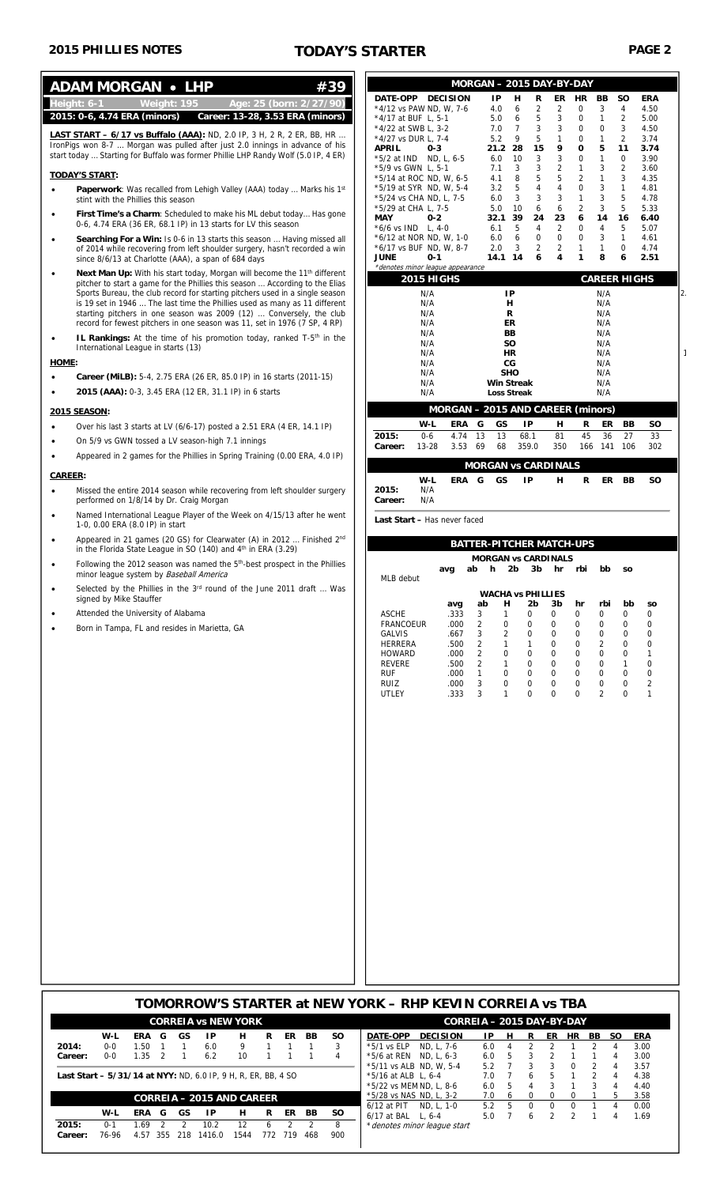# TODAY'S STARTER

## ADAM MORGAN • LHP #39

Height: 6-1 Weight: 195 Age: 25 (born: 2/27/90)

2015: 0-6, 4.74 ERA (minors) Career: 13-28, 3.53 ERA (minors)

**LAST START – 6/17 vs Buffalo (AAA):** ND, 2.0 IP, 3 H, 2 R, 2 ER, BB, HR ... IronPigs won 8-7 ... Morgan was pulled after just 2.0 innings in advance of his start today ... Starting for Buffalo was former Phillie LHP Randy Wolf (5.0 IP, 4 ER)

**TODAY'S START:**

- **Paperwork**: Was recalled from Lehigh Valley (AAA) today ... Marks his 1st stint with the Phillies this season
- **First Time's a Charm**: Scheduled to make his ML debut today... Has gone 0-6, 4.74 ERA (36 ER, 68.1 IP) in 13 starts for LV this season
- **Searching For a Win:** Is 0-6 in 13 starts this season ... Having missed all of 2014 season while recovering from left shoulder surgery, hasn't recorded a win since 8/6/13 at Charlotte (AAA), a span of 684 days
- **Next Man Up:** With his start today, Morgan will become the 11th different pitcher to start a game for the Phillies this season ... According to the Elias Sports Bureau, the club record for starting pitchers used in a single season is 19 set in 1946 ... The last time the Phillies used as many as 11 different starting pitchers in one season was 2009 (12) ... Conversely, the club record for fewest pitchers in one season was 11, set in 1976 (7 SP, 4 RP)
- **IL Rankings:** At the time of his promotion today, ranked T-5th in the International League in starts (13)

**HOME:**

- **Career (MiLB):** 5-4, 2.75 ERA (26 ER, 85.0 IP) in 16 starts (2011-15)
- **2015 (AAA):** 0-3, 3.45 ERA (12 ER, 31.1 IP) in 6 starts

**2015 SEASON:**

- Over his last 3 starts at LV (6/6-17) posted a 2.51 ERA (4 ER, 14.1 IP)
- On 5/9 vs GWN tossed a LV season-high 7.1 innings
- Appeared in 2 games for the Phillies in Spring Training (0.00 ERA, 4.0 IP)

**CAREER:**

- Missed the entire 2014 season while recovering from left shoulder surgery performed on 1/8/14 by Dr. Craig Morgan
- Named International League Player of the Week on 4/15/13 after he went 1-0, 0.00 ERA (8.0 IP) in start
- Appeared in 21 games (20 GS) for Clearwater (A) in 2012 ... Finished 2nd in the Florida State League in SO (140) and 4th in ERA (3.29)
- Following the 2012 season was named the 5th-best prospect in the Phillies minor league system by *Baseball America*
- Selected by the Phillies in the 3rd round of the June 2011 draft ... Was signed by Mike Stauffer
- Attended the University of Alabama
- Born in Tampa, FL and resides in Marietta, GA

### MORGAN – 2015 DAY-BY-DAY

| DATE-OPP | DECISION | IP | H | R | ER | HR | BB | SO | ERA |
|---|---|---|---|---|---|---|---|---|---|
| *4/12 vs PAW | ND, W, 7-6 | 4.0 | 6 | 2 | 2 | 0 | 3 | 4 | 4.50 |
| *4/17 at BUF | L, 5-1 | 5.0 | 6 | 5 | 3 | 0 | 1 | 2 | 5.00 |
| *4/22 at SWB | L, 3-2 | 7.0 | 7 | 3 | 3 | 0 | 0 | 3 | 4.50 |
| *4/27 vs DUR | L, 7-4 | 5.2 | 9 | 5 | 1 | 0 | 1 | 2 | 3.74 |
| **APRIL** | **0-3** | **21.2** | **28** | **15** | **9** | **0** | **5** | **11** | **3.74** |
| *5/2 at IND | ND, L, 6-5 | 6.0 | 10 | 3 | 3 | 0 | 1 | 0 | 3.90 |
| *5/9 vs GWN | L, 5-1 | 7.1 | 3 | 3 | 2 | 1 | 3 | 2 | 3.60 |
| *5/14 at ROC | ND, W, 6-5 | 4.1 | 8 | 5 | 5 | 2 | 1 | 3 | 4.35 |
| *5/19 at SYR | ND, W, 5-4 | 3.2 | 5 | 4 | 4 | 0 | 3 | 1 | 4.81 |
| *5/24 vs CHA | ND, L, 7-5 | 6.0 | 3 | 3 | 3 | 1 | 3 | 5 | 4.78 |
| *5/29 at CHA | L, 7-5 | 5.0 | 10 | 6 | 6 | 2 | 3 | 5 | 5.33 |
| **MAY** | **0-2** | **32.1** | **39** | **24** | **23** | **6** | **14** | **16** | **6.40** |
| *6/6 vs IND | L, 4-0 | 6.1 | 5 | 4 | 2 | 0 | 4 | 5 | 5.07 |
| *6/12 at NOR | ND, W, 1-0 | 6.0 | 6 | 0 | 0 | 0 | 3 | 1 | 4.61 |
| *6/17 vs BUF | ND, W, 8-7 | 2.0 | 3 | 2 | 2 | 1 | 1 | 0 | 4.74 |
| **JUNE** | **0-1** | **14.1** | **14** | **6** | **4** | **1** | **8** | **6** | **2.51** |

*denotes minor league appearance

| 2015 HIGHS | | CAREER HIGHS |
|---|---|---|
| N/A | IP | N/A |
| N/A | H | N/A |
| N/A | R | N/A |
| N/A | ER | N/A |
| N/A | BB | N/A |
| N/A | SO | N/A |
| N/A | HR | N/A |
| N/A | CG | N/A |
| N/A | SHO | N/A |
| N/A | Win Streak | N/A |
| N/A | Loss Streak | N/A |

### MORGAN – 2015 AND CAREER (minors)

| | W-L | ERA | G | GS | IP | H | R | ER | BB | SO |
|---|---|---|---|---|---|---|---|---|---|---|
| **2015:** | 0-6 | 4.74 | 13 | 13 | 68.1 | 81 | 45 | 36 | 27 | 33 |
| **Career:** | 13-28 | 3.53 | 69 | 68 | 359.0 | 350 | 166 | 141 | 106 | 302 |

### MORGAN vs CARDINALS

| | W-L | ERA | G | GS | IP | H | R | ER | BB | SO |
|---|---|---|---|---|---|---|---|---|---|---|
| **2015:** | N/A | | | | | | | | | |
| **Career:** | N/A | | | | | | | | | |

**Last Start –** Has never faced

### BATTER-PITCHER MATCH-UPS

**MORGAN vs CARDINALS**

| | avg | ab | h | 2b | 3b | hr | rbi | bb | so |
|---|---|---|---|---|---|---|---|---|---|
| MLB debut | | | | | | | | | |

**WACHA vs PHILLIES**

| | avg | ab | H | 2b | 3b | hr | rbi | bb | so |
|---|---|---|---|---|---|---|---|---|---|
| ASCHE | .333 | 3 | 1 | 0 | 0 | 0 | 0 | 0 | 0 |
| FRANCOEUR | .000 | 2 | 0 | 0 | 0 | 0 | 0 | 0 | 0 |
| GALVIS | .667 | 3 | 2 | 0 | 0 | 0 | 0 | 0 | 0 |
| HERRERA | .500 | 2 | 1 | 1 | 0 | 0 | 2 | 0 | 0 |
| HOWARD | .000 | 2 | 0 | 0 | 0 | 0 | 0 | 0 | 1 |
| REVERE | .500 | 2 | 1 | 0 | 0 | 0 | 0 | 1 | 0 |
| RUF | .000 | 1 | 0 | 0 | 0 | 0 | 0 | 0 | 0 |
| RUIZ | .000 | 3 | 0 | 0 | 0 | 0 | 0 | 0 | 2 |
| UTLEY | .333 | 3 | 1 | 0 | 0 | 0 | 2 | 0 | 1 |

## TOMORROW'S STARTER at NEW YORK – RHP KEVIN CORREIA vs TBA

### CORREIA vs NEW YORK

| | W-L | ERA | G | GS | IP | H | R | ER | BB | SO |
|---|---|---|---|---|---|---|---|---|---|---|
| **2014:** | 0-0 | 1.50 | 1 | 1 | 6.0 | 9 | 1 | 1 | 1 | 3 |
| **Career:** | 0-0 | 1.35 | 2 | 1 | 6.2 | 10 | 1 | 1 | 1 | 4 |

**Last Start – 5/31/14 at NYY:** ND, 6.0 IP, 9 H, R, ER, BB, 4 SO

### CORREIA – 2015 AND CAREER

| | W-L | ERA | G | GS | IP | H | R | ER | BB | SO |
|---|---|---|---|---|---|---|---|---|---|---|
| **2015:** | 0-1 | 1.69 | 2 | 2 | 10.2 | 12 | 6 | 2 | 2 | 8 |
| **Career:** | 76-96 | 4.57 | 355 | 218 | 1416.0 | 1544 | 772 | 719 | 468 | 900 |

### CORREIA – 2015 DAY-BY-DAY

| DATE-OPP | DECISION | IP | H | R | ER | HR | BB | SO | ERA |
|---|---|---|---|---|---|---|---|---|---|
| *5/1 vs ELP | ND, L, 7-6 | 6.0 | 4 | 2 | 2 | 1 | 2 | 4 | 3.00 |
| *5/6 at REN | ND, L, 6-3 | 6.0 | 5 | 3 | 2 | 1 | 1 | 4 | 3.00 |
| *5/11 vs ALB | ND, W, 5-4 | 5.2 | 7 | 3 | 3 | 0 | 2 | 4 | 3.57 |
| *5/16 at ALB | L, 6-4 | 7.0 | 7 | 6 | 5 | 1 | 2 | 4 | 4.38 |
| *5/22 vs MEM | ND, L, 8-6 | 6.0 | 5 | 4 | 3 | 1 | 3 | 4 | 4.40 |
| *5/28 vs NAS | ND, L, 3-2 | 7.0 | 6 | 0 | 0 | 0 | 1 | 5 | 3.58 |
| 6/12 at PIT | ND, L, 1-0 | 5.2 | 5 | 0 | 0 | 0 | 1 | 4 | 0.00 |
| 6/17 at BAL | L, 6-4 | 5.0 | 7 | 6 | 2 | 2 | 1 | 4 | 1.69 |

*denotes minor league start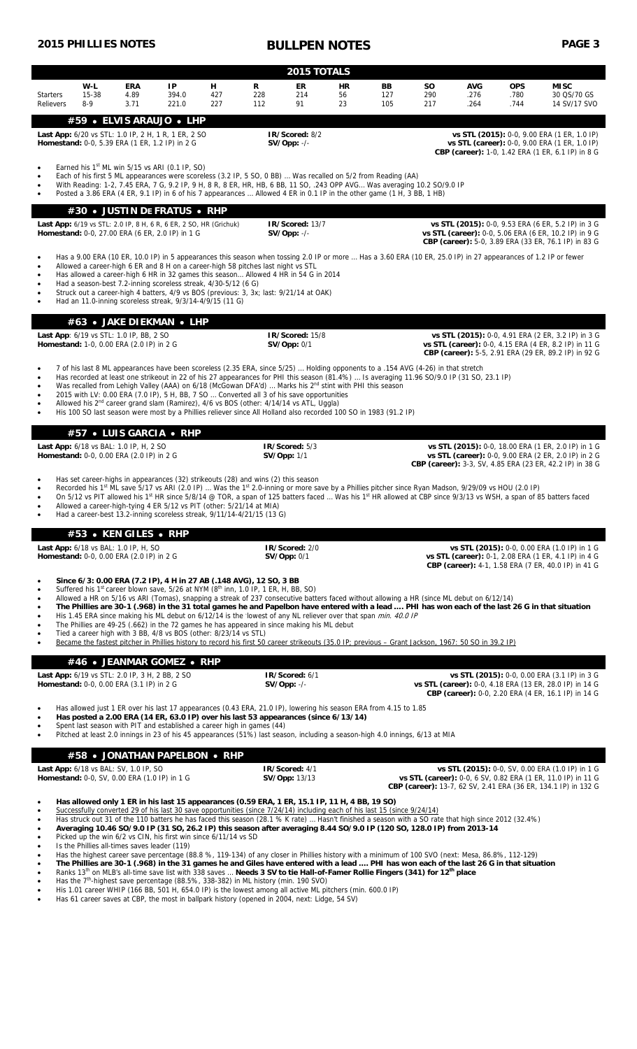# BULLPEN NOTES

## 2015 TOTALS

| | W-L | ERA | IP | H | R | ER | HR | BB | SO | AVG | OPS | MISC |
|---|---|---|---|---|---|---|---|---|---|---|---|---|
| Starters | 15-38 | 4.89 | 394.0 | 427 | 228 | 214 | 56 | 127 | 290 | .276 | .780 | 30 QS/70 GS |
| Relievers | 8-9 | 3.71 | 221.0 | 227 | 112 | 91 | 23 | 105 | 217 | .264 | .744 | 14 SV/17 SVO |

### #59 • ELVIS ARAUJO • LHP

**Last App:** 6/20 vs STL: 1.0 IP, 2 H, 1 R, 1 ER, 2 SO
**Homestand:** 0-0, 5.39 ERA (1 ER, 1.2 IP) in 2 G

**IR/Scored:** 8/2
**SV/Opp:** -/-

**vs STL (2015):** 0-0, 9.00 ERA (1 ER, 1.0 IP)
**vs STL (career):** 0-0, 9.00 ERA (1 ER, 1.0 IP)
**CBP (career):** 1-0, 1.42 ERA (1 ER, 6.1 IP) in 8 G

- Earned his 1st ML win 5/15 vs ARI (0.1 IP, SO)
- Each of his first 5 ML appearances were scoreless (3.2 IP, 5 SO, 0 BB) ... Was recalled on 5/2 from Reading (AA)
- With Reading: 1-2, 7.45 ERA, 7 G, 9.2 IP, 9 H, 8 R, 8 ER, HR, HB, 6 BB, 11 SO, .243 OPP AVG... Was averaging 10.2 SO/9.0 IP
- Posted a 3.86 ERA (4 ER, 9.1 IP) in 6 of his 7 appearances ... Allowed 4 ER in 0.1 IP in the other game (1 H, 3 BB, 1 HB)

### #30 • JUSTIN DE FRATUS • RHP

**Last App:** 6/19 vs STL: 2.0 IP, 8 H, 6 R, 6 ER, 2 SO, HR (Grichuk)
**Homestand:** 0-0, 27.00 ERA (6 ER, 2.0 IP) in 1 G

**IR/Scored:** 13/7
**SV/Opp:** -/-

**vs STL (2015):** 0-0, 9.53 ERA (6 ER, 5.2 IP) in 3 G
**vs STL (career):** 0-0, 5.06 ERA (6 ER, 10.2 IP) in 9 G
**CBP (career):** 5-0, 3.89 ERA (33 ER, 76.1 IP) in 83 G

- Has a 9.00 ERA (10 ER, 10.0 IP) in 5 appearances this season when tossing 2.0 IP or more ... Has a 3.60 ERA (10 ER, 25.0 IP) in 27 appearances of 1.2 IP or fewer
- Allowed a career-high 6 ER and 8 H on a career-high 58 pitches last night vs STL
- Has allowed a career-high 6 HR in 32 games this season... Allowed 4 HR in 54 G in 2014
- Had a season-best 7.2-inning scoreless streak, 4/30-5/12 (6 G)
- Struck out a career-high 4 batters, 4/9 vs BOS (previous: 3, 3x; last: 9/21/14 at OAK)
- Had an 11.0-inning scoreless streak, 9/3/14-4/9/15 (11 G)

### #63 • JAKE DIEKMAN • LHP

**Last App**: 6/19 vs STL: 1.0 IP, BB, 2 SO
**Homestand:** 1-0, 0.00 ERA (2.0 IP) in 2 G

**IR/Scored:** 15/8
**SV/Opp:** 0/1

**vs STL (2015):** 0-0, 4.91 ERA (2 ER, 3.2 IP) in 3 G
**vs STL (career):** 0-0, 4.15 ERA (4 ER, 8.2 IP) in 11 G
**CBP (career):** 5-5, 2.91 ERA (29 ER, 89.2 IP) in 92 G

- 7 of his last 8 ML appearances have been scoreless (2.35 ERA, since 5/25) ... Holding opponents to a .154 AVG (4-26) in that stretch
- Has recorded at least one strikeout in 22 of his 27 appearances for PHI this season (81.4%) ... Is averaging 11.96 SO/9.0 IP (31 SO, 23.1 IP)
- Was recalled from Lehigh Valley (AAA) on 6/18 (McGowan DFA'd) ... Marks his 2nd stint with PHI this season
- 2015 with LV: 0.00 ERA (7.0 IP), 5 H, BB, 7 SO ... Converted all 3 of his save opportunities
- Allowed his 2nd career grand slam (Ramirez), 4/6 vs BOS (other: 4/14/14 vs ATL, Uggla)
- His 100 SO last season were most by a Phillies reliever since Al Holland also recorded 100 SO in 1983 (91.2 IP)

### #57 • LUIS GARCIA • RHP

**Last App:** 6/18 vs BAL: 1.0 IP, H, 2 SO
**Homestand:** 0-0, 0.00 ERA (2.0 IP) in 2 G

**IR/Scored:** 5/3
**SV/Opp:** 1/1

**vs STL (2015):** 0-0, 18.00 ERA (1 ER, 2.0 IP) in 1 G
**vs STL (career):** 0-0, 9.00 ERA (2 ER, 2.0 IP) in 2 G
**CBP (career):** 3-3, SV, 4.85 ERA (23 ER, 42.2 IP) in 38 G

- Has set career-highs in appearances (32) strikeouts (28) and wins (2) this season
- Recorded his 1st ML save 5/17 vs ARI (2.0 IP) ... Was the 1st 2.0-inning or more save by a Phillies pitcher since Ryan Madson, 9/29/09 vs HOU (2.0 IP)
- On 5/12 vs PIT allowed his 1st HR since 5/8/14 @ TOR, a span of 125 batters faced ... Was his 1st HR allowed at CBP since 9/3/13 vs WSH, a span of 85 batters faced
- Allowed a career-high-tying 4 ER 5/12 vs PIT (other: 5/21/14 at MIA)
- Had a career-best 13.2-inning scoreless streak, 9/11/14-4/21/15 (13 G)

### #53 • KEN GILES • RHP

**Last App:** 6/18 vs BAL: 1.0 IP, H, SO
**Homestand:** 0-0, 0.00 ERA (2.0 IP) in 2 G

**IR/Scored:** 2/0
**SV/Opp:** 0/1

**vs STL (2015):** 0-0, 0.00 ERA (1.0 IP) in 1 G
**vs STL (career):** 0-1, 2.08 ERA (1 ER, 4.1 IP) in 4 G
**CBP (career):** 4-1, 1.58 ERA (7 ER, 40.0 IP) in 41 G

- **Since 6/3: 0.00 ERA (7.2 IP), 4 H in 27 AB (.148 AVG), 12 SO, 3 BB**
- Suffered his 1st career blown save, 5/26 at NYM (8th inn, 1.0 IP, 1 ER, H, BB, SO)
- Allowed a HR on 5/16 vs ARI (Tomas), snapping a streak of 237 consecutive batters faced without allowing a HR (since ML debut on 6/12/14)
- **The Phillies are 30-1 (.968) in the 31 total games he and Papelbon have entered with a lead .... PHI has won each of the last 26 G in that situation**
- His 1.45 ERA since making his ML debut on 6/12/14 is the lowest of any NL reliever over that span *min. 40.0 IP*
- The Phillies are 49-25 (.662) in the 72 games he has appeared in since making his ML debut
- Tied a career high with 3 BB, 4/8 vs BOS (other: 8/23/14 vs STL)
- <u>Became the fastest pitcher in Phillies history to record his first 50 career strikeouts (35.0 IP; previous – Grant Jackson, 1967: 50 SO in 39.2 IP)</u>

### #46 • JEANMAR GOMEZ • RHP

**Last App:** 6/19 vs STL: 2.0 IP, 3 H, 2 BB, 2 SO
**Homestand:** 0-0, 0.00 ERA (3.1 IP) in 2 G

**IR/Scored:** 6/1
**SV/Opp:** -/-

**vs STL (2015):** 0-0, 0.00 ERA (3.1 IP) in 3 G
**vs STL (career):** 0-0, 4.18 ERA (13 ER, 28.0 IP) in 14 G
**CBP (career):** 0-0, 2.20 ERA (4 ER, 16.1 IP) in 14 G

- Has allowed just 1 ER over his last 17 appearances (0.43 ERA, 21.0 IP), lowering his season ERA from 4.15 to 1.85
- **Has posted a 2.00 ERA (14 ER, 63.0 IP) over his last 53 appearances (since 6/13/14)**
- Spent last season with PIT and established a career high in games (44)
- Pitched at least 2.0 innings in 23 of his 45 appearances (51%) last season, including a season-high 4.0 innings, 6/13 at MIA

### #58 • JONATHAN PAPELBON • RHP

**Last App:** 6/18 vs BAL: SV, 1.0 IP, SO
**Homestand:** 0-0, SV, 0.00 ERA (1.0 IP) in 1 G

**IR/Scored:** 4/1
**SV/Opp:** 13/13

**vs STL (2015):** 0-0, SV, 0.00 ERA (1.0 IP) in 1 G
**vs STL (career):** 0-0, 6 SV, 0.82 ERA (1 ER, 11.0 IP) in 11 G
**CBP (career):** 13-7, 62 SV, 2.41 ERA (36 ER, 134.1 IP) in 132 G

- **Has allowed only 1 ER in his last 15 appearances (0.59 ERA, 1 ER, 15.1 IP, 11 H, 4 BB, 19 SO)**
- <u>Successfully converted 29 of his last 30 save opportunities (since 7/24/14) including each of his last 15 (since 9/24/14)</u>
- Has struck out 31 of the 110 batters he has faced this season (28.1 % K rate) ... Hasn't finished a season with a SO rate that high since 2012 (32.4%)
- **Averaging 10.46 SO/9.0 IP (31 SO, 26.2 IP) this season after averaging 8.44 SO/9.0 IP (120 SO, 128.0 IP) from 2013-14**
- Picked up the win 6/2 vs CIN, his first win since 6/11/14 vs SD
- Is the Phillies all-times saves leader (119)
- Has the highest career save percentage (88.8 %, 119-134) of any closer in Phillies history with a minimum of 100 SVO (next: Mesa, 86.8%, 112-129)
- **The Phillies are 30-1 (.968) in the 31 games he and Giles have entered with a lead .... PHI has won each of the last 26 G in that situation**
- Ranks 13th on MLB's all-time save list with 338 saves ... **Needs 3 SV to tie Hall-of-Famer Rollie Fingers (341) for 12th place**
- Has the 7th-highest save percentage (88.5%, 338-382) in ML history (min. 190 SVO)
- His 1.01 career WHIP (166 BB, 501 H, 654.0 IP) is the lowest among all active ML pitchers (min. 600.0 IP)
- Has 61 career saves at CBP, the most in ballpark history (opened in 2004, next: Lidge, 54 SV)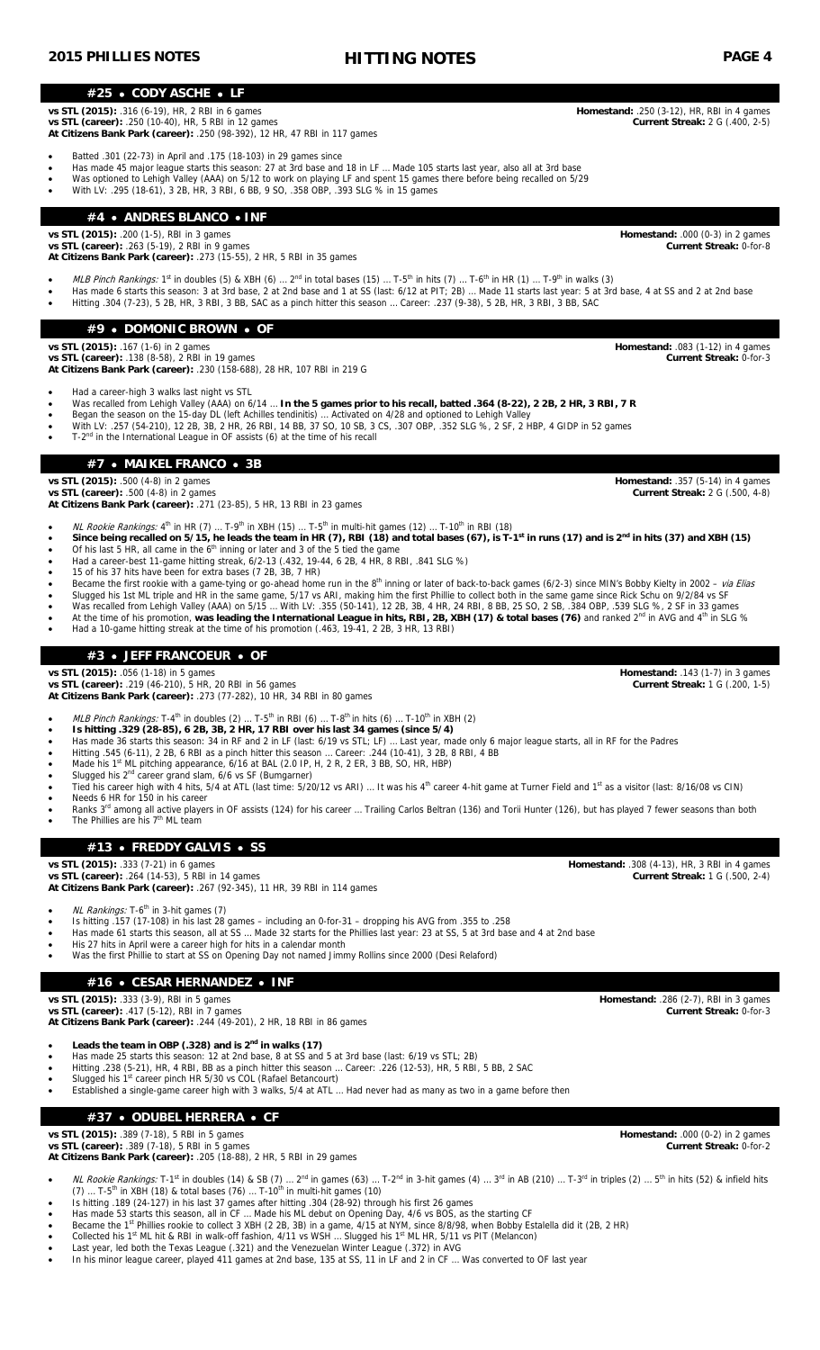## HITTING NOTES

### #25 • CODY ASCHE • LF

**vs STL (2015):** .316 (6-19), HR, 2 RBI in 6 games
**Homestand:** .250 (3-12), HR, RBI in 4 games
**vs STL (career):** .250 (10-40), HR, 5 RBI in 12 games
**Current Streak:** 2 G (.400, 2-5)
**At Citizens Bank Park (career):** .250 (98-392), 12 HR, 47 RBI in 117 games

- Batted .301 (22-73) in April and .175 (18-103) in 29 games since
- Has made 45 major league starts this season: 27 at 3rd base and 18 in LF ... Made 105 starts last year, also all at 3rd base
- Was optioned to Lehigh Valley (AAA) on 5/12 to work on playing LF and spent 15 games there before being recalled on 5/29
- With LV: .295 (18-61), 3 2B, HR, 3 RBI, 6 BB, 9 SO, .358 OBP, .393 SLG % in 15 games

### #4 • ANDRES BLANCO • INF

**vs STL (2015):** .200 (1-5), RBI in 3 games
**Homestand:** .000 (0-3) in 2 games
**vs STL (career):** .263 (5-19), 2 RBI in 9 games
**Current Streak:** 0-for-8
**At Citizens Bank Park (career):** .273 (15-55), 2 HR, 5 RBI in 35 games

- *MLB Pinch Rankings:* 1st in doubles (5) & XBH (6) ... 2nd in total bases (15) ... T-5th in hits (7) ... T-6th in HR (1) ... T-9th in walks (3)
- Has made 6 starts this season: 3 at 3rd base, 2 at 2nd base and 1 at SS (last: 6/12 at PIT; 2B) ... Made 11 starts last year: 5 at 3rd base, 4 at SS and 2 at 2nd base
- Hitting .304 (7-23), 5 2B, HR, 3 RBI, 3 BB, SAC as a pinch hitter this season ... Career: .237 (9-38), 5 2B, HR, 3 RBI, 3 BB, SAC

### #9 • DOMONIC BROWN • OF

**vs STL (2015):** .167 (1-6) in 2 games
**Homestand:** .083 (1-12) in 4 games
**vs STL (career):** .138 (8-58), 2 RBI in 19 games
**Current Streak:** 0-for-3
**At Citizens Bank Park (career):** .230 (158-688), 28 HR, 107 RBI in 219 G

- Had a career-high 3 walks last night vs STL
- Was recalled from Lehigh Valley (AAA) on 6/14 ... **In the 5 games prior to his recall, batted .364 (8-22), 2 2B, 2 HR, 3 RBI, 7 R**
- Began the season on the 15-day DL (left Achilles tendinitis) ... Activated on 4/28 and optioned to Lehigh Valley
- With LV: .257 (54-210), 12 2B, 3B, 2 HR, 26 RBI, 14 BB, 37 SO, 10 SB, 3 CS, .307 OBP, .352 SLG %, 2 SF, 2 HBP, 4 GIDP in 52 games
- T-2nd in the International League in OF assists (6) at the time of his recall

### #7 • MAIKEL FRANCO • 3B

**vs STL (2015):** .500 (4-8) in 2 games
**Homestand:** .357 (5-14) in 4 games
**vs STL (career):** .500 (4-8) in 2 games
**Current Streak:** 2 G (.500, 4-8)
**At Citizens Bank Park (career):** .271 (23-85), 5 HR, 13 RBI in 23 games

- *NL Rookie Rankings:* 4th in HR (7) ... T-9th in XBH (15) ... T-5th in multi-hit games (12) ... T-10th in RBI (18)
- **Since being recalled on 5/15, he leads the team in HR (7), RBI (18) and total bases (67), is T-1st in runs (17) and is 2nd in hits (37) and XBH (15)**
- Of his last 5 HR, all came in the 6th inning or later and 3 of the 5 tied the game
- Had a career-best 11-game hitting streak, 6/2-13 (.432, 19-44, 6 2B, 4 HR, 8 RBI, .841 SLG %)
- 15 of his 37 hits have been for extra bases (7 2B, 3B, 7 HR)
- Became the first rookie with a game-tying or go-ahead home run in the 8th inning or later of back-to-back games (6/2-3) since MIN's Bobby Kielty in 2002 – *via Elias*
- Slugged his 1st ML triple and HR in the same game, 5/17 vs ARI, making him the first Phillie to collect both in the same game since Rick Schu on 9/2/84 vs SF
- Was recalled from Lehigh Valley (AAA) on 5/15 ... With LV: .355 (50-141), 12 2B, 3B, 4 HR, 24 RBI, 8 BB, 25 SO, 2 SB, .384 OBP, .539 SLG %, 2 SF in 33 games
- At the time of his promotion, **was leading the International League in hits, RBI, 2B, XBH (17) & total bases (76)** and ranked 2nd in AVG and 4th in SLG %
- Had a 10-game hitting streak at the time of his promotion (.463, 19-41, 2 2B, 3 HR, 13 RBI)

### #3 • JEFF FRANCOEUR • OF

**vs STL (2015):** .056 (1-18) in 5 games
**Homestand:** .143 (1-7) in 3 games
**vs STL (career):** .219 (46-210), 5 HR, 20 RBI in 56 games
**Current Streak:** 1 G (.200, 1-5)
**At Citizens Bank Park (career):** .273 (77-282), 10 HR, 34 RBI in 80 games

- *MLB Pinch Rankings:* T-4th in doubles (2) ... T-5th in RBI (6) ... T-8th in hits (6) ... T-10th in XBH (2)
- **Is hitting .329 (28-85), 6 2B, 3B, 2 HR, 17 RBI over his last 34 games (since 5/4)**
- Has made 36 starts this season: 34 in RF and 2 in LF (last: 6/19 vs STL; LF) ... Last year, made only 6 major league starts, all in RF for the Padres
- Hitting .545 (6-11), 2 2B, 6 RBI as a pinch hitter this season ... Career: .244 (10-41), 3 2B, 8 RBI, 4 BB
- Made his 1st ML pitching appearance, 6/16 at BAL (2.0 IP, H, 2 R, 2 ER, 3 BB, SO, HR, HBP)
- Slugged his 2nd career grand slam, 6/6 vs SF (Bumgarner)
- Tied his career high with 4 hits, 5/4 at ATL (last time: 5/20/12 vs ARI) ... It was his 4th career 4-hit game at Turner Field and 1st as a visitor (last: 8/16/08 vs CIN)
- Needs 6 HR for 150 in his career
- Ranks 3rd among all active players in OF assists (124) for his career ... Trailing Carlos Beltran (136) and Torii Hunter (126), but has played 7 fewer seasons than both
- The Phillies are his 7th ML team

### #13 • FREDDY GALVIS • SS

**vs STL (2015):** .333 (7-21) in 6 games
**Homestand:** .308 (4-13), HR, 3 RBI in 4 games
**vs STL (career):** .264 (14-53), 5 RBI in 14 games
**Current Streak:** 1 G (.500, 2-4)
**At Citizens Bank Park (career):** .267 (92-345), 11 HR, 39 RBI in 114 games

- *NL Rankings:* T-6th in 3-hit games (7)
- Is hitting .157 (17-108) in his last 28 games – including an 0-for-31 – dropping his AVG from .355 to .258
- Has made 61 starts this season, all at SS ... Made 32 starts for the Phillies last year: 23 at SS, 5 at 3rd base and 4 at 2nd base
- His 27 hits in April were a career high for hits in a calendar month
- Was the first Phillie to start at SS on Opening Day not named Jimmy Rollins since 2000 (Desi Relaford)

### #16 • CESAR HERNANDEZ • INF

**vs STL (2015):** .333 (3-9), RBI in 5 games
**Homestand:** .286 (2-7), RBI in 3 games
**vs STL (career):** .417 (5-12), RBI in 7 games
**Current Streak:** 0-for-3
**At Citizens Bank Park (career):** .244 (49-201), 2 HR, 18 RBI in 86 games

- **Leads the team in OBP (.328) and is 2nd in walks (17)**
- Has made 25 starts this season: 12 at 2nd base, 8 at SS and 5 at 3rd base (last: 6/19 vs STL; 2B)
- Hitting .238 (5-21), HR, 4 RBI, BB as a pinch hitter this season ... Career: .226 (12-53), HR, 5 RBI, 5 BB, 2 SAC
- Slugged his 1st career pinch HR 5/30 vs COL (Rafael Betancourt)
- Established a single-game career high with 3 walks, 5/4 at ATL ... Had never had as many as two in a game before then

### #37 • ODUBEL HERRERA • CF

**vs STL (2015):** .389 (7-18), 5 RBI in 5 games
**Homestand:** .000 (0-2) in 2 games
**vs STL (career):** .389 (7-18), 5 RBI in 5 games
**Current Streak:** 0-for-2
**At Citizens Bank Park (career):** .205 (18-88), 2 HR, 5 RBI in 29 games

- *NL Rookie Rankings:* T-1st in doubles (14) & SB (7) ... 2nd in games (63) ... T-2nd in 3-hit games (4) ... 3rd in AB (210) ... T-3rd in triples (2) ... 5th in hits (52) & infield hits (7) ... T-5th in XBH (18) & total bases (76) ... T-10th in multi-hit games (10)
- Is hitting .189 (24-127) in his last 37 games after hitting .304 (28-92) through his first 26 games
- Has made 53 starts this season, all in CF ... Made his ML debut on Opening Day, 4/6 vs BOS, as the starting CF
- Became the 1st Phillies rookie to collect 3 XBH (2 2B, 3B) in a game, 4/15 at NYM, since 8/8/98, when Bobby Estalella did it (2B, 2 HR)
- Collected his 1st ML hit & RBI in walk-off fashion, 4/11 vs WSH ... Slugged his 1st ML HR, 5/11 vs PIT (Melancon)
- Last year, led both the Texas League (.321) and the Venezuelan Winter League (.372) in AVG
- In his minor league career, played 411 games at 2nd base, 135 at SS, 11 in LF and 2 in CF ... Was converted to OF last year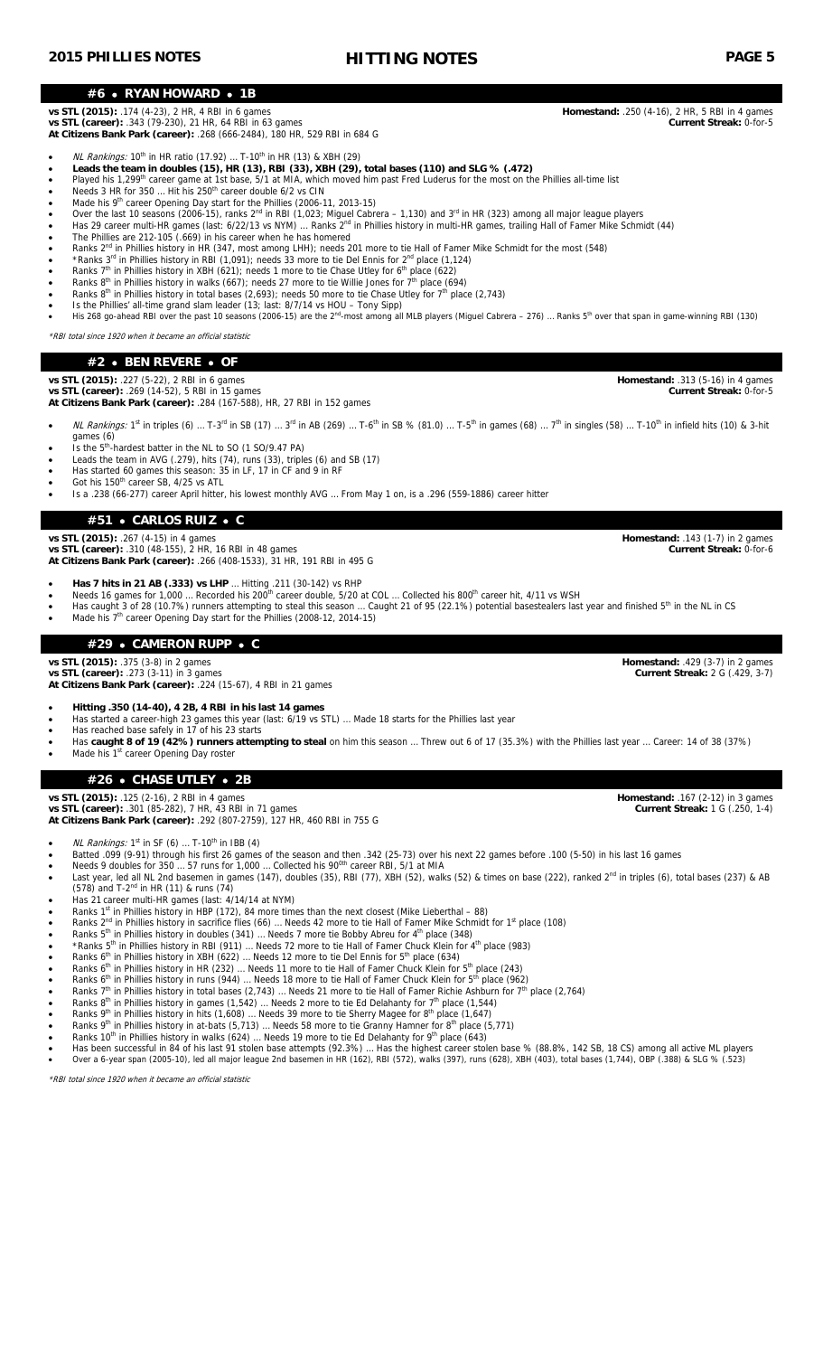## HITTING NOTES

### #6 • RYAN HOWARD • 1B

**vs STL (2015):** .174 (4-23), 2 HR, 4 RBI in 6 games — **Homestand:** .250 (4-16), 2 HR, 5 RBI in 4 games
**vs STL (career):** .343 (79-230), 21 HR, 64 RBI in 63 games — **Current Streak:** 0-for-5
**At Citizens Bank Park (career):** .268 (666-2484), 180 HR, 529 RBI in 684 G

- *NL Rankings:* 10th in HR ratio (17.92) ... T-10th in HR (13) & XBH (29)
- **Leads the team in doubles (15), HR (13), RBI (33), XBH (29), total bases (110) and SLG % (.472)**
- Played his 1,299th career game at 1st base, 5/1 at MIA, which moved him past Fred Luderus for the most on the Phillies all-time list
- Needs 3 HR for 350 ... Hit his 250th career double 6/2 vs CIN
- Made his 9th career Opening Day start for the Phillies (2006-11, 2013-15)
- Over the last 10 seasons (2006-15), ranks 2nd in RBI (1,023; Miguel Cabrera – 1,130) and 3rd in HR (323) among all major league players
- Has 29 career multi-HR games (last: 6/22/13 vs NYM) ... Ranks 2nd in Phillies history in multi-HR games, trailing Hall of Famer Mike Schmidt (44)
- The Phillies are 212-105 (.669) in his career when he has homered
- Ranks 2nd in Phillies history in HR (347, most among LHH); needs 201 more to tie Hall of Famer Mike Schmidt for the most (548)
- *Ranks 3rd in Phillies history in RBI (1,091); needs 33 more to tie Del Ennis for 2nd place (1,124)
- Ranks 7th in Phillies history in XBH (621); needs 1 more to tie Chase Utley for 6th place (622)
- Ranks 8th in Phillies history in walks (667); needs 27 more to tie Willie Jones for 7th place (694)
- Ranks 8th in Phillies history in total bases (2,693); needs 50 more to tie Chase Utley for 7th place (2,743)
- Is the Phillies' all-time grand slam leader (13; last: 8/7/14 vs HOU – Tony Sipp)
- His 268 go-ahead RBI over the past 10 seasons (2006-15) are the 2nd-most among all MLB players (Miguel Cabrera – 276) ... Ranks 5th over that span in game-winning RBI (130)

*\*RBI total since 1920 when it became an official statistic*

### #2 • BEN REVERE • OF

**vs STL (2015):** .227 (5-22), 2 RBI in 6 games — **Homestand:** .313 (5-16) in 4 games
**vs STL (career):** .269 (14-52), 5 RBI in 15 games — **Current Streak:** 0-for-5
**At Citizens Bank Park (career):** .284 (167-588), HR, 27 RBI in 152 games

- *NL Rankings:* 1st in triples (6) ... T-3rd in SB (17) ... 3rd in AB (269) ... T-6th in SB % (81.0) ... T-5th in games (68) ... 7th in singles (58) ... T-10th in infield hits (10) & 3-hit games (6)
- Is the 5th-hardest batter in the NL to SO (1 SO/9.47 PA)
- Leads the team in AVG (.279), hits (74), runs (33), triples (6) and SB (17)
- Has started 60 games this season: 35 in LF, 17 in CF and 9 in RF
- Got his 150th career SB, 4/25 vs ATL
- Is a .238 (66-277) career April hitter, his lowest monthly AVG ... From May 1 on, is a .296 (559-1886) career hitter

### #51 • CARLOS RUIZ • C

**vs STL (2015):** .267 (4-15) in 4 games — **Homestand:** .143 (1-7) in 2 games
**vs STL (career):** .310 (48-155), 2 HR, 16 RBI in 48 games — **Current Streak:** 0-for-6
**At Citizens Bank Park (career):** .266 (408-1533), 31 HR, 191 RBI in 495 G

- **Has 7 hits in 21 AB (.333) vs LHP** ... Hitting .211 (30-142) vs RHP
- Needs 16 games for 1,000 ... Recorded his 200th career double, 5/20 at COL ... Collected his 800th career hit, 4/11 vs WSH
- Has caught 3 of 28 (10.7%) runners attempting to steal this season ... Caught 21 of 95 (22.1%) potential basestealers last year and finished 5th in the NL in CS
- Made his 7th career Opening Day start for the Phillies (2008-12, 2014-15)

### #29 • CAMERON RUPP • C

**vs STL (2015):** .375 (3-8) in 2 games — **Homestand:** .429 (3-7) in 2 games
**vs STL (career):** .273 (3-11) in 3 games — **Current Streak:** 2 G (.429, 3-7)
**At Citizens Bank Park (career):** .224 (15-67), 4 RBI in 21 games

- **Hitting .350 (14-40), 4 2B, 4 RBI in his last 14 games**
- Has started a career-high 23 games this year (last: 6/19 vs STL) ... Made 18 starts for the Phillies last year
- Has reached base safely in 17 of his 23 starts
- Has **caught 8 of 19 (42%) runners attempting to steal** on him this season ... Threw out 6 of 17 (35.3%) with the Phillies last year ... Career: 14 of 38 (37%)
- Made his 1st career Opening Day roster

### #26 • CHASE UTLEY • 2B

**vs STL (2015):** .125 (2-16), 2 RBI in 4 games — **Homestand:** .167 (2-12) in 3 games
**vs STL (career):** .301 (85-282), 7 HR, 43 RBI in 71 games — **Current Streak:** 1 G (.250, 1-4)
**At Citizens Bank Park (career):** .292 (807-2759), 127 HR, 460 RBI in 755 G

- *NL Rankings:* 1st in SF (6) ... T-10th in IBB (4)
- Batted .099 (9-91) through his first 26 games of the season and then .342 (25-73) over his next 22 games before .100 (5-50) in his last 16 games
- Needs 9 doubles for 350 ... 57 runs for 1,000 ... Collected his 900th career RBI, 5/1 at MIA
- Last year, led all NL 2nd basemen in games (147), doubles (35), RBI (77), XBH (52), walks (52) & times on base (222), ranked 2nd in triples (6), total bases (237) & AB (578) and T-2nd in HR (11) & runs (74)
- Has 21 career multi-HR games (last: 4/14/14 at NYM)
- Ranks 1st in Phillies history in HBP (172), 84 more times than the next closest (Mike Lieberthal – 88)
- Ranks 2nd in Phillies history in sacrifice flies (66) ... Needs 42 more to tie Hall of Famer Mike Schmidt for 1st place (108)
- Ranks 5th in Phillies history in doubles (341) ... Needs 7 more tie Bobby Abreu for 4th place (348)
- *Ranks 5th in Phillies history in RBI (911) ... Needs 72 more to tie Hall of Famer Chuck Klein for 4th place (983)
- Ranks 6th in Phillies history in XBH (622) ... Needs 12 more to tie Del Ennis for 5th place (634)
- Ranks 6th in Phillies history in HR (232) ... Needs 11 more to tie Hall of Famer Chuck Klein for 5th place (243)
- Ranks 6th in Phillies history in runs (944) ... Needs 18 more to tie Hall of Famer Chuck Klein for 5th place (962)
- Ranks 7th in Phillies history in total bases (2,743) ... Needs 21 more to tie Hall of Famer Richie Ashburn for 7th place (2,764)
- Ranks 8th in Phillies history in games (1,542) ... Needs 2 more to tie Ed Delahanty for 7th place (1,544)
- Ranks 9th in Phillies history in hits (1,608) ... Needs 39 more to tie Sherry Magee for 8th place (1,647)
- Ranks 9th in Phillies history in at-bats (5,713) ... Needs 58 more to tie Granny Hamner for 8th place (5,771)
- Ranks 10th in Phillies history in walks (624) ... Needs 19 more to tie Ed Delahanty for 9th place (643)
- Has been successful in 84 of his last 91 stolen base attempts (92.3%) ... Has the highest career stolen base % (88.8%, 142 SB, 18 CS) among all active ML players
- Over a 6-year span (2005-10), led all major league 2nd basemen in HR (162), RBI (572), walks (397), runs (628), XBH (403), total bases (1,744), OBP (.388) & SLG % (.523)

*\*RBI total since 1920 when it became an official statistic*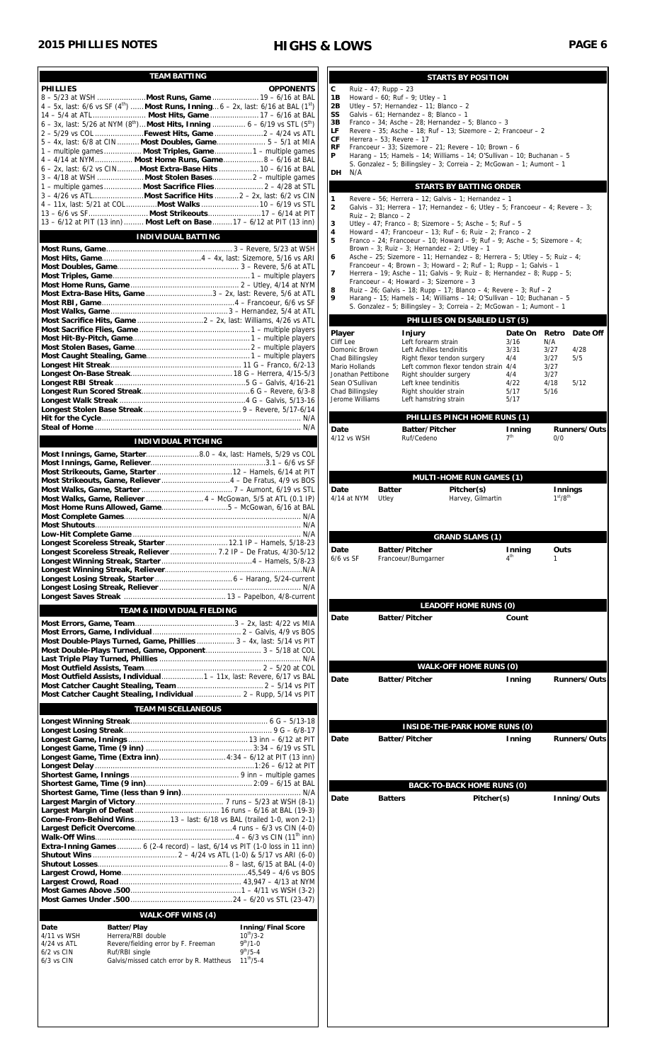## TEAM BATTING

| PHILLIES | | OPPONENTS |
|---|---|---|
| 8 – 5/23 at WSH | Most Runs, Game | 19 – 6/16 at BAL |
| 4 – 5x, last: 6/6 vs SF (4th) | Most Runs, Inning | 6 – 2x, last: 6/16 at BAL (1st) |
| 14 – 5/4 at ATL | Most Hits, Game | 17 – 6/16 at BAL |
| 6 – 3x, last: 5/26 at NYM (8th) | Most Hits, Inning | 6 – 6/19 vs STL (5th) |
| 2 – 5/29 vs COL | Fewest Hits, Game | 2 – 4/24 vs ATL |
| 5 – 4x, last: 6/8 at CIN | Most Doubles, Game | 5 – 5/1 at MIA |
| 1 – multiple games | Most Triples, Game | 1 – multiple games |
| 4 – 4/14 at NYM | Most Home Runs, Game | 8 – 6/16 at BAL |
| 6 – 2x, last: 6/2 vs CIN | Most Extra-Base Hits | 10 – 6/16 at BAL |
| 3 – 4/18 at WSH | Most Stolen Bases | 2 – multiple games |
| 1 – multiple games | Most Sacrifice Flies | 2 – 4/28 at STL |
| 3 – 4/26 vs ATL | Most Sacrifice Hits | 2 – 2x, last: 6/2 vs CIN |
| 4 – 11x, last: 5/21 at COL | Most Walks | 10 – 6/19 vs STL |
| 13 – 6/6 vs SF | Most Strikeouts | 17 – 6/14 at PIT |
| 13 – 6/12 at PIT (13 inn) | Most Left on Base | 17 – 6/12 at PIT (13 inn) |

## INDIVIDUAL BATTING

| | |
|---|---|
| **Most Runs, Game** | 3 – Revere, 5/23 at WSH |
| **Most Hits, Game** | 4 – 4x, last: Sizemore, 5/16 vs ARI |
| **Most Doubles, Game** | 3 – Revere, 5/6 at ATL |
| **Most Triples, Game** | 1 – multiple players |
| **Most Home Runs, Game** | 2 – Utley, 4/14 at NYM |
| **Most Extra-Base Hits, Game** | 3 – 2x, last: Revere, 5/16 at ATL |
| **Most RBI, Game** | 4 – Francoeur, 6/6 vs SF |
| **Most Walks, Game** | 3 – Hernandez, 5/4 at ATL |
| **Most Sacrifice Hits, Game** | 2 – 2x, last: Williams, 4/26 vs ATL |
| **Most Sacrifice Flies, Game** | 1 – multiple players |
| **Most Hit-By-Pitch, Game** | 1 – multiple players |
| **Most Stolen Bases, Game** | 2 – multiple players |
| **Most Caught Stealing, Game** | 1 – multiple players |
| **Longest Hit Streak** | 11 G – Franco, 6/2-13 |
| **Longest On-Base Streak** | 18 G – Herrera, 4/15-5/3 |
| **Longest RBI Streak** | 5 G – Galvis, 4/16-21 |
| **Longest Run Scored Streak** | 6 G – Revere, 6/3-8 |
| **Longest Walk Streak** | 4 G – Galvis, 5/13-16 |
| **Longest Stolen Base Streak** | 9 – Revere, 5/17-6/14 |
| **Hit for the Cycle** | N/A |
| **Steal of Home** | N/A |

## INDIVIDUAL PITCHING

| | |
|---|---|
| **Most Innings, Game, Starter** | 8.0 – 4x, last: Hamels, 5/29 vs COL |
| **Most Innings, Game, Reliever** | 3.1 – 6/6 vs SF |
| **Most Strikeouts, Game, Starter** | 12 – Hamels, 6/14 at PIT |
| **Most Strikeouts, Game, Reliever** | 4 – De Fratus, 4/9 vs BOS |
| **Most Walks, Game, Starter** | 7 – Aumont, 6/19 vs STL |
| **Most Walks, Game, Reliever** | 4 – McGowan, 5/5 at ATL (0.1 IP) |
| **Most Home Runs Allowed, Game** | 5 – McGowan, 6/16 at BAL |
| **Most Complete Games** | N/A |
| **Most Shutouts** | N/A |
| **Low-Hit Complete Game** | N/A |
| **Longest Scoreless Streak, Starter** | 12.1 IP – Hamels, 5/18-23 |
| **Longest Scoreless Streak, Reliever** | 7.2 IP – De Fratus, 4/30-5/12 |
| **Longest Winning Streak, Starter** | 4 – Hamels, 5/8-23 |
| **Longest Winning Streak, Reliever** | N/A |
| **Longest Losing Streak, Starter** | 6 – Harang, 5/24-current |
| **Longest Losing Streak, Reliever** | N/A |
| **Longest Saves Streak** | 13 – Papelbon, 4/8-current |

## TEAM & INDIVIDUAL FIELDING

| | |
|---|---|
| **Most Errors, Game, Team** | 3 – 2x, last: 4/22 vs MIA |
| **Most Errors, Game, Individual** | 2 – Galvis, 4/9 vs BOS |
| **Most Double-Plays Turned, Game, Phillies** | 3 – 4x, last: 5/14 vs PIT |
| **Most Double-Plays Turned, Game, Opponent** | 3 – 5/18 at COL |
| **Last Triple Play Turned, Phillies** | N/A |
| **Most Outfield Assists, Team** | 2 – 5/20 at COL |
| **Most Outfield Assists, Individual** | 1 – 11x, last: Revere, 6/17 vs BAL |
| **Most Catcher Caught Stealing, Team** | 2 – 5/14 vs PIT |
| **Most Catcher Caught Stealing, Individual** | 2 – Rupp, 5/14 vs PIT |

## TEAM MISCELLANEOUS

| | |
|---|---|
| **Longest Winning Streak** | 6 G – 5/13-18 |
| **Longest Losing Streak** | 9 G – 6/8-17 |
| **Longest Game, Innings** | 13 inn – 6/12 at PIT |
| **Longest Game, Time (9 inn)** | 3:34 – 6/19 vs STL |
| **Longest Game, Time (Extra inn)** | 4:34 – 6/12 at PIT (13 inn) |
| **Longest Delay** | 1:26 – 6/12 at PIT |
| **Shortest Game, Innings** | 9 inn – multiple games |
| **Shortest Game, Time (9 inn)** | 2:09 – 6/15 at BAL |
| **Shortest Game, Time (less than 9 inn)** | N/A |
| **Largest Margin of Victory** | 7 runs – 5/23 at WSH (8-1) |
| **Largest Margin of Defeat** | 16 runs – 6/16 at BAL (19-3) |
| **Come-From-Behind Wins** | 13 – last: 6/18 vs BAL (trailed 1-0, won 2-1) |
| **Largest Deficit Overcome** | 4 runs – 6/3 vs CIN (4-0) |
| **Walk-Off Wins** | 4 – 6/3 vs CIN (11th inn) |
| **Extra-Inning Games** | 6 (2-4 record) – last, 6/14 vs PIT (1-0 loss in 11 inn) |
| **Shutout Wins** | 2 – 4/24 vs ATL (1-0) & 5/17 vs ARI (6-0) |
| **Shutout Losses** | 8 – last, 6/15 at BAL (4-0) |
| **Largest Crowd, Home** | 45,549 – 4/6 vs BOS |
| **Largest Crowd, Road** | 43,947 – 4/13 at NYM |
| **Most Games Above .500** | 1 – 4/11 vs WSH (3-2) |
| **Most Games Under .500** | 24 – 6/20 vs STL (23-47) |

## WALK-OFF WINS (4)

| Date | Batter/Play | Inning/Final Score |
|---|---|---|
| 4/11 vs WSH | Herrera/RBI double | 10th/3-2 |
| 4/24 vs ATL | Revere/fielding error by F. Freeman | 9th/1-0 |
| 6/2 vs CIN | Ruf/RBI single | 9th/5-4 |
| 6/3 vs CIN | Galvis/missed catch error by R. Mattheus | 11th/5-4 |

## STARTS BY POSITION

| | |
|---|---|
| **C** | Ruiz – 47; Rupp – 23 |
| **1B** | Howard – 60; Ruf – 9; Utley – 1 |
| **2B** | Utley – 57; Hernandez – 11; Blanco – 2 |
| **SS** | Galvis – 61; Hernandez – 8; Blanco – 1 |
| **3B** | Franco – 34; Asche – 28; Hernandez – 5; Blanco – 3 |
| **LF** | Revere – 35; Asche – 18; Ruf – 13; Sizemore – 2; Francoeur – 2 |
| **CF** | Herrera – 53; Revere – 17 |
| **RF** | Francoeur – 33; Sizemore – 21; Revere – 10; Brown – 6 |
| **P** | Harang – 15; Hamels – 14; Williams – 14; O'Sullivan – 10; Buchanan – 5; S. Gonzalez – 5; Billingsley – 3; Correia – 2; McGowan – 1; Aumont – 1 |
| **DH** | N/A |

## STARTS BY BATTING ORDER

| | |
|---|---|
| **1** | Revere – 56; Herrera – 12; Galvis – 1; Hernandez – 1 |
| **2** | Galvis – 31; Herrera – 17; Hernandez – 6; Utley – 5; Francoeur – 4; Revere – 3; Ruiz – 2; Blanco – 2 |
| **3** | Utley – 47; Franco – 8; Sizemore – 5; Asche – 5; Ruf – 5 |
| **4** | Howard – 47; Francoeur – 13; Ruf – 6; Ruiz – 2; Franco – 2 |
| **5** | Franco – 24; Francoeur – 10; Howard – 9; Ruf – 9; Asche – 5; Sizemore – 4; Brown – 3; Ruiz – 3; Hernandez – 2; Utley – 1 |
| **6** | Asche – 25; Sizemore – 11; Hernandez – 8; Herrera – 5; Utley – 5; Ruiz – 4; Francoeur – 4; Brown – 3; Howard – 2; Ruf – 1; Rupp – 1; Galvis – 1 |
| **7** | Herrera – 19; Asche – 11; Galvis – 9; Ruiz – 8; Hernandez – 8; Rupp – 5; Francoeur – 4; Howard – 4; Sizemore – 3 |
| **8** | Ruiz – 26; Galvis – 18; Rupp – 17; Blanco – 4; Revere – 3; Ruf – 2 |
| **9** | Harang – 15; Hamels – 14; Williams – 14; O'Sullivan – 10; Buchanan – 5; S. Gonzalez – 5; Billingsley – 3; Correia – 2; McGowan – 1; Aumont – 1 |

## PHILLIES ON DISABLED LIST (5)

| Player | Injury | Date On | Retro | Date Off |
|---|---|---|---|---|
| Cliff Lee | Left forearm strain | 3/16 | N/A | |
| Domonic Brown | Left Achilles tendinitis | 3/31 | 3/27 | 4/28 |
| Chad Billingsley | Right flexor tendon surgery | 4/4 | 3/27 | 5/5 |
| Mario Hollands | Left common flexor tendon strain | 4/4 | 3/27 | |
| Jonathan Pettibone | Right shoulder surgery | 4/4 | 3/27 | |
| Sean O'Sullivan | Left knee tendinitis | 4/22 | 4/18 | 5/12 |
| Chad Billingsley | Right shoulder strain | 5/17 | 5/16 | |
| Jerome Williams | Left hamstring strain | 5/17 | | |

## PHILLIES PINCH HOME RUNS (1)

| Date | Batter/Pitcher | Inning | Runners/Outs |
|---|---|---|---|
| 4/12 vs WSH | Ruf/Cedeno | 7th | 0/0 |

## MULTI-HOME RUN GAMES (1)

| Date | Batter | Pitcher(s) | Innings |
|---|---|---|---|
| 4/14 at NYM | Utley | Harvey, Gilmartin | 1st/8th |

## GRAND SLAMS (1)

| Date | Batter/Pitcher | Inning | Outs |
|---|---|---|---|
| 6/6 vs SF | Francoeur/Bumgarner | 4th | 1 |

## LEADOFF HOME RUNS (0)

| Date | Batter/Pitcher | Count |
|---|---|---|

## WALK-OFF HOME RUNS (0)

| Date | Batter/Pitcher | Inning | Runners/Outs |
|---|---|---|---|

## INSIDE-THE-PARK HOME RUNS (0)

| Date | Batter/Pitcher | Inning | Runners/Outs |
|---|---|---|---|

## BACK-TO-BACK HOME RUNS (0)

| Date | Batters | Pitcher(s) | Inning/Outs |
|---|---|---|---|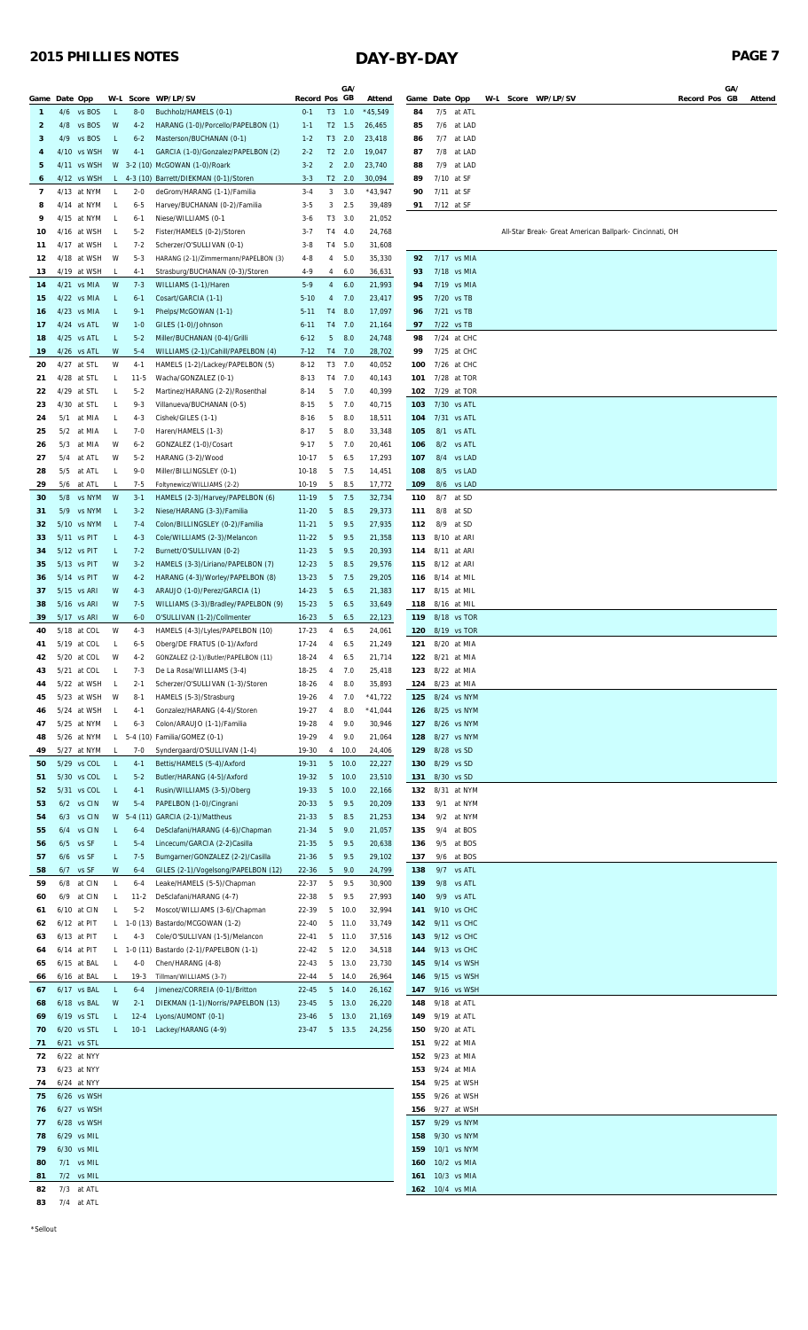# 2015 PHILLIES NOTES

## DAY-BY-DAY

| Game | Date | Opp | W-L | Score | WP/LP/SV | Record | Pos | GA/ GB | Attend |
|---|---|---|---|---|---|---|---|---|---|
| 1 | 4/6 | vs BOS | L | 8-0 | Buchholz/HAMELS (0-1) | 0-1 | T3 | 1.0 | *45,549 |
| 2 | 4/8 | vs BOS | W | 4-2 | HARANG (1-0)/Porcello/PAPELBON (1) | 1-1 | T2 | 1.5 | 26,465 |
| 3 | 4/9 | vs BOS | L | 6-2 | Masterson/BUCHANAN (0-1) | 1-2 | T3 | 2.0 | 23,418 |
| 4 | 4/10 | vs WSH | W | 4-1 | GARCIA (1-0)/Gonzalez/PAPELBON (2) | 2-2 | T2 | 2.0 | 19,047 |
| 5 | 4/11 | vs WSH | W | 3-2 (10) | McGOWAN (1-0)/Roark | 3-2 | 2 | 2.0 | 23,740 |
| 6 | 4/12 | vs WSH | L | 4-3 (10) | Barrett/DIEKMAN (0-1)/Storen | 3-3 | T2 | 2.0 | 30,094 |
| 7 | 4/13 | at NYM | L | 2-0 | deGrom/HARANG (1-1)/Familia | 3-4 | 3 | 3.0 | *43,947 |
| 8 | 4/14 | at NYM | L | 6-5 | Harvey/BUCHANAN (0-2)/Familia | 3-5 | 3 | 2.5 | 39,489 |
| 9 | 4/15 | at NYM | L | 6-1 | Niese/WILLIAMS (0-1 | 3-6 | T3 | 3.0 | 21,052 |
| 10 | 4/16 | at WSH | L | 5-2 | Fister/HAMELS (0-2)/Storen | 3-7 | T4 | 4.0 | 24,768 |
| 11 | 4/17 | at WSH | L | 7-2 | Scherzer/O'SULLIVAN (0-1) | 3-8 | T4 | 5.0 | 31,608 |
| 12 | 4/18 | at WSH | W | 5-3 | HARANG (2-1)/Zimmermann/PAPELBON (3) | 4-8 | 4 | 5.0 | 35,330 |
| 13 | 4/19 | at WSH | L | 4-1 | Strasburg/BUCHANAN (0-3)/Storen | 4-9 | 4 | 6.0 | 36,631 |
| 14 | 4/21 | vs MIA | W | 7-3 | WILLIAMS (1-1)/Haren | 5-9 | 4 | 6.0 | 21,993 |
| 15 | 4/22 | vs MIA | L | 6-1 | Cosart/GARCIA (1-1) | 5-10 | 4 | 7.0 | 23,417 |
| 16 | 4/23 | vs MIA | L | 9-1 | Phelps/McGOWAN (1-1) | 5-11 | T4 | 8.0 | 17,097 |
| 17 | 4/24 | vs ATL | W | 1-0 | GILES (1-0)/Johnson | 6-11 | T4 | 7.0 | 21,164 |
| 18 | 4/25 | vs ATL | L | 5-2 | Miller/BUCHANAN (0-4)/Grilli | 6-12 | 5 | 8.0 | 24,748 |
| 19 | 4/26 | vs ATL | W | 5-4 | WILLIAMS (2-1)/Cahill/PAPELBON (4) | 7-12 | T4 | 7.0 | 28,702 |
| 20 | 4/27 | at STL | W | 4-1 | HAMELS (1-2)/Lackey/PAPELBON (5) | 8-12 | T3 | 7.0 | 40,052 |
| 21 | 4/28 | at STL | L | 11-5 | Wacha/GONZALEZ (0-1) | 8-13 | T4 | 7.0 | 40,143 |
| 22 | 4/29 | at STL | L | 5-2 | Martinez/HARANG (2-2)/Rosenthal | 8-14 | 5 | 7.0 | 40,399 |
| 23 | 4/30 | at STL | L | 9-3 | Villanueva/BUCHANAN (0-5) | 8-15 | 5 | 7.0 | 40,715 |
| 24 | 5/1 | at MIA | L | 4-3 | Cishek/GILES (1-1) | 8-16 | 5 | 8.0 | 18,511 |
| 25 | 5/2 | at MIA | L | 7-0 | Haren/HAMELS (1-3) | 8-17 | 5 | 8.0 | 33,348 |
| 26 | 5/3 | at MIA | W | 6-2 | GONZALEZ (1-0)/Cosart | 9-17 | 5 | 7.0 | 20,461 |
| 27 | 5/4 | at ATL | W | 5-2 | HARANG (3-2)/Wood | 10-17 | 5 | 6.5 | 17,293 |
| 28 | 5/5 | at ATL | L | 9-0 | Miller/BILLINGSLEY (0-1) | 10-18 | 5 | 7.5 | 14,451 |
| 29 | 5/6 | at ATL | L | 7-5 | Foltynewicz/WILLIAMS (2-2) | 10-19 | 5 | 8.5 | 17,772 |
| 30 | 5/8 | vs NYM | W | 3-1 | HAMELS (2-3)/Harvey/PAPELBON (6) | 11-19 | 5 | 7.5 | 32,734 |
| 31 | 5/9 | vs NYM | L | 3-2 | Niese/HARANG (3-3)/Familia | 11-20 | 5 | 8.5 | 29,373 |
| 32 | 5/10 | vs NYM | L | 7-4 | Colon/BILLINGSLEY (0-2)/Familia | 11-21 | 5 | 9.5 | 27,935 |
| 33 | 5/11 | vs PIT | L | 4-3 | Cole/WILLIAMS (2-3)/Melancon | 11-22 | 5 | 9.5 | 21,358 |
| 34 | 5/12 | vs PIT | L | 7-2 | Burnett/O'SULLIVAN (0-2) | 11-23 | 5 | 9.5 | 20,393 |
| 35 | 5/13 | vs PIT | W | 3-2 | HAMELS (3-3)/Liriano/PAPELBON (7) | 12-23 | 5 | 8.5 | 29,576 |
| 36 | 5/14 | vs PIT | W | 4-2 | HARANG (4-3)/Worley/PAPELBON (8) | 13-23 | 5 | 7.5 | 29,205 |
| 37 | 5/15 | vs ARI | W | 4-3 | ARAUJO (1-0)/Perez/GARCIA (1) | 14-23 | 5 | 6.5 | 21,383 |
| 38 | 5/16 | vs ARI | W | 7-5 | WILLIAMS (3-3)/Bradley/PAPELBON (9) | 15-23 | 5 | 6.5 | 33,649 |
| 39 | 5/17 | vs ARI | W | 6-0 | O'SULLIVAN (1-2)/Collmenter | 16-23 | 5 | 6.5 | 22,123 |
| 40 | 5/18 | at COL | W | 4-3 | HAMELS (4-3)/Lyles/PAPELBON (10) | 17-23 | 4 | 6.5 | 24,061 |
| 41 | 5/19 | at COL | L | 6-5 | Oberg/DE FRATUS (0-1)/Axford | 17-24 | 4 | 6.5 | 21,249 |
| 42 | 5/20 | at COL | W | 4-2 | GONZALEZ (2-1)/Butler/PAPELBON (11) | 18-24 | 4 | 6.5 | 21,714 |
| 43 | 5/21 | at COL | L | 7-3 | De La Rosa/WILLIAMS (3-4) | 18-25 | 4 | 7.0 | 25,418 |
| 44 | 5/22 | at WSH | L | 2-1 | Scherzer/O'SULLIVAN (1-3)/Storen | 18-26 | 4 | 8.0 | 35,893 |
| 45 | 5/23 | at WSH | W | 8-1 | HAMELS (5-3)/Strasburg | 19-26 | 4 | 7.0 | *41,722 |
| 46 | 5/24 | at WSH | L | 4-1 | Gonzalez/HARANG (4-4)/Storen | 19-27 | 4 | 8.0 | *41,044 |
| 47 | 5/25 | at NYM | L | 6-3 | Colon/ARAUJO (1-1)/Familia | 19-28 | 4 | 9.0 | 30,946 |
| 48 | 5/26 | at NYM | L | 5-4 (10) | Familia/GOMEZ (0-1) | 19-29 | 4 | 9.0 | 21,064 |
| 49 | 5/27 | at NYM | L | 7-0 | Syndergaard/O'SULLIVAN (1-4) | 19-30 | 4 | 10.0 | 24,406 |
| 50 | 5/29 | vs COL | L | 4-1 | Bettis/HAMELS (5-4)/Axford | 19-31 | 5 | 10.0 | 22,227 |
| 51 | 5/30 | vs COL | L | 5-2 | Butler/HARANG (4-5)/Axford | 19-32 | 5 | 10.0 | 23,510 |
| 52 | 5/31 | vs COL | L | 4-1 | Rusin/WILLIAMS (3-5)/Oberg | 19-33 | 5 | 10.0 | 22,166 |
| 53 | 6/2 | vs CIN | W | 5-4 | PAPELBON (1-0)/Cingrani | 20-33 | 5 | 9.5 | 20,209 |
| 54 | 6/3 | vs CIN | W | 5-4 (11) | GARCIA (2-1)/Mattheus | 21-33 | 5 | 8.5 | 21,253 |
| 55 | 6/4 | vs CIN | L | 6-4 | DeSclafani/HARANG (4-6)/Chapman | 21-34 | 5 | 9.0 | 21,057 |
| 56 | 6/5 | vs SF | L | 5-4 | Lincecum/GARCIA (2-2)Casilla | 21-35 | 5 | 9.5 | 20,638 |
| 57 | 6/6 | vs SF | L | 7-5 | Bumgarner/GONZALEZ (2-2)/Casilla | 21-36 | 5 | 9.5 | 29,102 |
| 58 | 6/7 | vs SF | W | 6-4 | GILES (2-1)/Vogelsong/PAPELBON (12) | 22-36 | 5 | 9.0 | 24,799 |
| 59 | 6/8 | at CIN | L | 6-4 | Leake/HAMELS (5-5)/Chapman | 22-37 | 5 | 9.5 | 30,900 |
| 60 | 6/9 | at CIN | L | 11-2 | DeSclafani/HARANG (4-7) | 22-38 | 5 | 9.5 | 27,993 |
| 61 | 6/10 | at CIN | L | 5-2 | Moscot/WILLIAMS (3-6)/Chapman | 22-39 | 5 | 10.0 | 32,994 |
| 62 | 6/12 | at PIT | L | 1-0 (13) | Bastardo/MCGOWAN (1-2) | 22-40 | 5 | 11.0 | 33,749 |
| 63 | 6/13 | at PIT | L | 4-3 | Cole/O'SULLIVAN (1-5)/Melancon | 22-41 | 5 | 11.0 | 37,516 |
| 64 | 6/14 | at PIT | L | 1-0 (11) | Bastardo (2-1)/PAPELBON (1-1) | 22-42 | 5 | 12.0 | 34,518 |
| 65 | 6/15 | at BAL | L | 4-0 | Chen/HARANG (4-8) | 22-43 | 5 | 13.0 | 23,730 |
| 66 | 6/16 | at BAL | L | 19-3 | Tillman/WILLIAMS (3-7) | 22-44 | 5 | 14.0 | 26,964 |
| 67 | 6/17 | vs BAL | L | 6-4 | Jimenez/CORREIA (0-1)/Britton | 22-45 | 5 | 14.0 | 26,162 |
| 68 | 6/18 | vs BAL | W | 2-1 | DIEKMAN (1-1)/Norris/PAPELBON (13) | 23-45 | 5 | 13.0 | 26,220 |
| 69 | 6/19 | vs STL | L | 12-4 | Lyons/AUMONT (0-1) | 23-46 | 5 | 13.0 | 21,169 |
| 70 | 6/20 | vs STL | L | 10-1 | Lackey/HARANG (4-9) | 23-47 | 5 | 13.5 | 24,256 |
| 71 | 6/21 | vs STL | | | | | | | |
| 72 | 6/22 | at NYY | | | | | | | |
| 73 | 6/23 | at NYY | | | | | | | |
| 74 | 6/24 | at NYY | | | | | | | |
| 75 | 6/26 | vs WSH | | | | | | | |
| 76 | 6/27 | vs WSH | | | | | | | |
| 77 | 6/28 | vs WSH | | | | | | | |
| 78 | 6/29 | vs MIL | | | | | | | |
| 79 | 6/30 | vs MIL | | | | | | | |
| 80 | 7/1 | vs MIL | | | | | | | |
| 81 | 7/2 | vs MIL | | | | | | | |
| 82 | 7/3 | at ATL | | | | | | | |
| 83 | 7/4 | at ATL | | | | | | | |
| 84 | 7/5 | at ATL | | | | | | | |
| 85 | 7/6 | at LAD | | | | | | | |
| 86 | 7/7 | at LAD | | | | | | | |
| 87 | 7/8 | at LAD | | | | | | | |
| 88 | 7/9 | at LAD | | | | | | | |
| 89 | 7/10 | at SF | | | | | | | |
| 90 | 7/11 | at SF | | | | | | | |
| 91 | 7/12 | at SF | | | | | | | |

All-Star Break- Great American Ballpark- Cincinnati, OH

| Game | Date | Opp | W-L | Score | WP/LP/SV | Record | Pos | GA/ GB | Attend |
|---|---|---|---|---|---|---|---|---|---|
| 92 | 7/17 | vs MIA | | | | | | | |
| 93 | 7/18 | vs MIA | | | | | | | |
| 94 | 7/19 | vs MIA | | | | | | | |
| 95 | 7/20 | vs TB | | | | | | | |
| 96 | 7/21 | vs TB | | | | | | | |
| 97 | 7/22 | vs TB | | | | | | | |
| 98 | 7/24 | at CHC | | | | | | | |
| 99 | 7/25 | at CHC | | | | | | | |
| 100 | 7/26 | at CHC | | | | | | | |
| 101 | 7/28 | at TOR | | | | | | | |
| 102 | 7/29 | at TOR | | | | | | | |
| 103 | 7/30 | vs ATL | | | | | | | |
| 104 | 7/31 | vs ATL | | | | | | | |
| 105 | 8/1 | vs ATL | | | | | | | |
| 106 | 8/2 | vs ATL | | | | | | | |
| 107 | 8/4 | vs LAD | | | | | | | |
| 108 | 8/5 | vs LAD | | | | | | | |
| 109 | 8/6 | vs LAD | | | | | | | |
| 110 | 8/7 | at SD | | | | | | | |
| 111 | 8/8 | at SD | | | | | | | |
| 112 | 8/9 | at SD | | | | | | | |
| 113 | 8/10 | at ARI | | | | | | | |
| 114 | 8/11 | at ARI | | | | | | | |
| 115 | 8/12 | at ARI | | | | | | | |
| 116 | 8/14 | at MIL | | | | | | | |
| 117 | 8/15 | at MIL | | | | | | | |
| 118 | 8/16 | at MIL | | | | | | | |
| 119 | 8/18 | vs TOR | | | | | | | |
| 120 | 8/19 | vs TOR | | | | | | | |
| 121 | 8/20 | at MIA | | | | | | | |
| 122 | 8/21 | at MIA | | | | | | | |
| 123 | 8/22 | at MIA | | | | | | | |
| 124 | 8/23 | at MIA | | | | | | | |
| 125 | 8/24 | vs NYM | | | | | | | |
| 126 | 8/25 | vs NYM | | | | | | | |
| 127 | 8/26 | vs NYM | | | | | | | |
| 128 | 8/27 | vs NYM | | | | | | | |
| 129 | 8/28 | vs SD | | | | | | | |
| 130 | 8/29 | vs SD | | | | | | | |
| 131 | 8/30 | vs SD | | | | | | | |
| 132 | 8/31 | at NYM | | | | | | | |
| 133 | 9/1 | at NYM | | | | | | | |
| 134 | 9/2 | at NYM | | | | | | | |
| 135 | 9/4 | at BOS | | | | | | | |
| 136 | 9/5 | at BOS | | | | | | | |
| 137 | 9/6 | at BOS | | | | | | | |
| 138 | 9/7 | vs ATL | | | | | | | |
| 139 | 9/8 | vs ATL | | | | | | | |
| 140 | 9/9 | vs ATL | | | | | | | |
| 141 | 9/10 | vs CHC | | | | | | | |
| 142 | 9/11 | vs CHC | | | | | | | |
| 143 | 9/12 | vs CHC | | | | | | | |
| 144 | 9/13 | vs CHC | | | | | | | |
| 145 | 9/14 | vs WSH | | | | | | | |
| 146 | 9/15 | vs WSH | | | | | | | |
| 147 | 9/16 | vs WSH | | | | | | | |
| 148 | 9/18 | at ATL | | | | | | | |
| 149 | 9/19 | at ATL | | | | | | | |
| 150 | 9/20 | at ATL | | | | | | | |
| 151 | 9/22 | at MIA | | | | | | | |
| 152 | 9/23 | at MIA | | | | | | | |
| 153 | 9/24 | at MIA | | | | | | | |
| 154 | 9/25 | at WSH | | | | | | | |
| 155 | 9/26 | at WSH | | | | | | | |
| 156 | 9/27 | at WSH | | | | | | | |
| 157 | 9/29 | vs NYM | | | | | | | |
| 158 | 9/30 | vs NYM | | | | | | | |
| 159 | 10/1 | vs NYM | | | | | | | |
| 160 | 10/2 | vs MIA | | | | | | | |
| 161 | 10/3 | vs MIA | | | | | | | |
| 162 | 10/4 | vs MIA | | | | | | | |

*Sellout